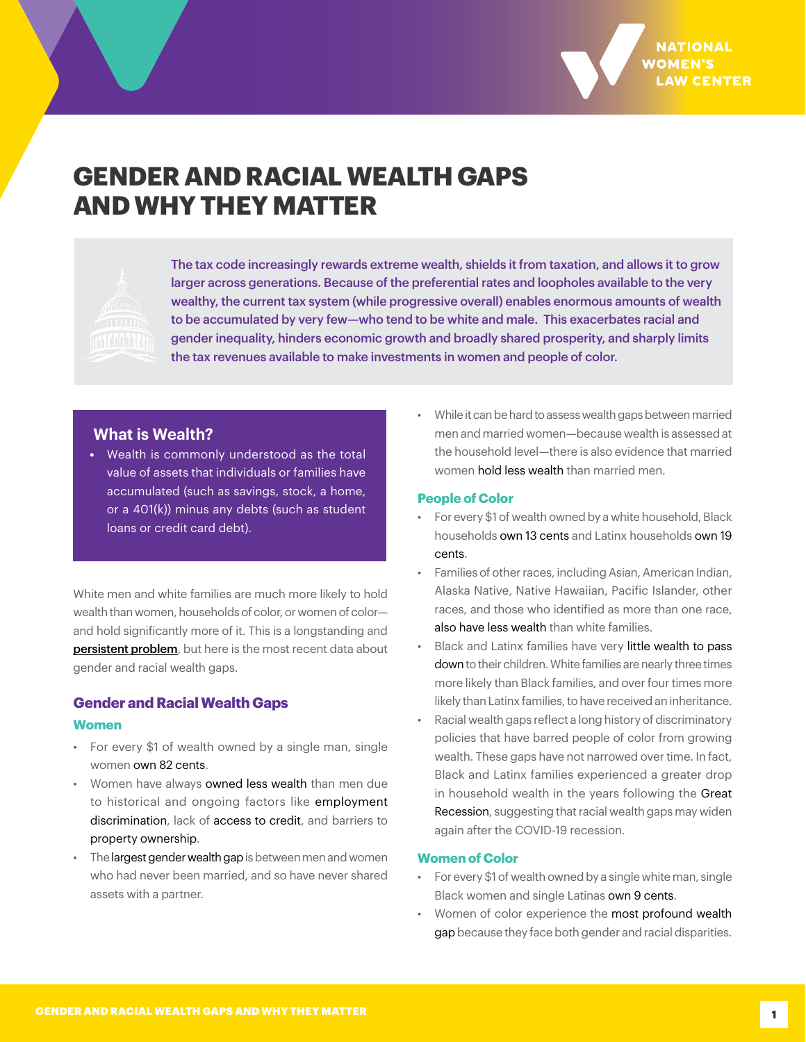# GENDER AND RACIAL WEALTH GAPS AND WHY THEY MATTER

**The tax code increasingly rewards extreme wealth, shields it from taxation, and allows it to grow larger across generations. Because of the preferential rates and loopholes available to the very wealthy, the current tax system (while progressive overall) enables enormous amounts of wealth to be accumulated by very few—who tend to be white and male. This exacerbates racial and gender inequality, hinders economic growth and broadly shared prosperity, and sharply limits the tax revenues available to make investments in women and people of color.**

### What is Wealth?

- Wealth is commonly understood as the total value of assets that individuals or families have accumulated (such as savings, stock, a home, or a 401(k)) minus any debts (such as student loans or credit card debt).

White men and white families are much more likely to hold wealth than women, households of color, or women of color—and hold significantly more of it. This is a longstanding and persistent problem, but here is the most recent data about gender and racial wealth gaps.

## Gender and Racial Wealth Gaps

### Women

- For every $1 of wealth owned by a single man, single women own 82 cents.
- Women have always owned less wealth than men due to historical and ongoing factors like employment discrimination, lack of access to credit, and barriers to property ownership.
- The largest gender wealth gap is between men and women who had never been married, and so have never shared assets with a partner.
- While it can be hard to assess wealth gaps between married men and married women—because wealth is assessed at the household level—there is also evidence that married women hold less wealth than married men.

### People of Color

- For every $1 of wealth owned by a white household, Black households own 13 cents and Latinx households own 19 cents.
- Families of other races, including Asian, American Indian, Alaska Native, Native Hawaiian, Pacific Islander, other races, and those who identified as more than one race, also have less wealth than white families.
- Black and Latinx families have very little wealth to pass down to their children. White families are nearly three times more likely than Black families, and over four times more likely than Latinx families, to have received an inheritance.
- Racial wealth gaps reflect a long history of discriminatory policies that have barred people of color from growing wealth. These gaps have not narrowed over time. In fact, Black and Latinx families experienced a greater drop in household wealth in the years following the Great Recession, suggesting that racial wealth gaps may widen again after the COVID-19 recession.

### Women of Color

- For every $1 of wealth owned by a single white man, single Black women and single Latinas own 9 cents.
- Women of color experience the most profound wealth gap because they face both gender and racial disparities.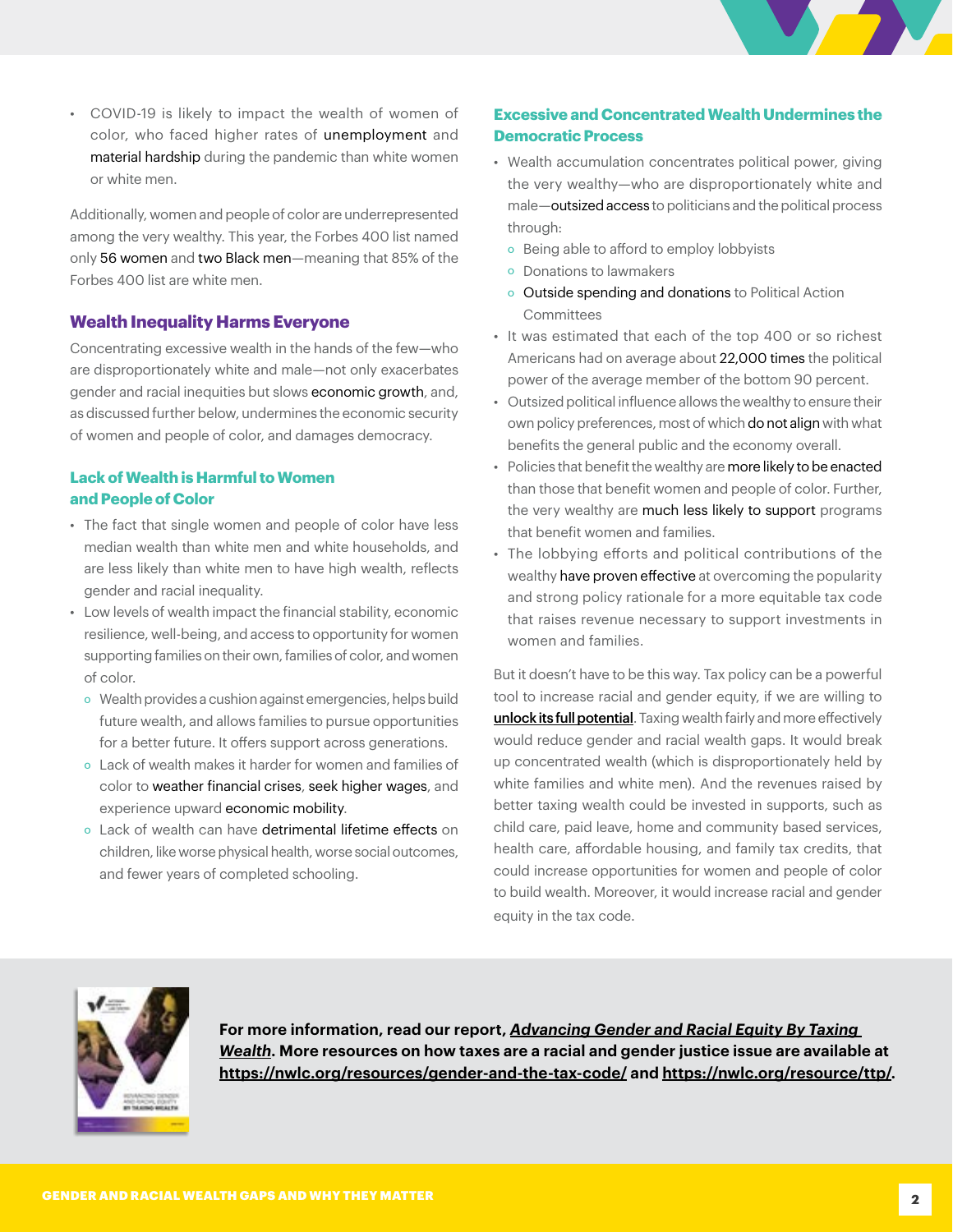- COVID-19 is likely to impact the wealth of women of color, who faced higher rates of unemployment and material hardship during the pandemic than white women or white men.

Additionally, women and people of color are underrepresented among the very wealthy. This year, the Forbes 400 list named only 56 women and two Black men—meaning that 85% of the Forbes 400 list are white men.

## Wealth Inequality Harms Everyone

Concentrating excessive wealth in the hands of the few—who are disproportionately white and male—not only exacerbates gender and racial inequities but slows economic growth, and, as discussed further below, undermines the economic security of women and people of color, and damages democracy.

## Lack of Wealth is Harmful to Women and People of Color

- The fact that single women and people of color have less median wealth than white men and white households, and are less likely than white men to have high wealth, reflects gender and racial inequality.
- Low levels of wealth impact the financial stability, economic resilience, well-being, and access to opportunity for women supporting families on their own, families of color, and women of color.
  - Wealth provides a cushion against emergencies, helps build future wealth, and allows families to pursue opportunities for a better future. It offers support across generations.
  - Lack of wealth makes it harder for women and families of color to weather financial crises, seek higher wages, and experience upward economic mobility.
  - Lack of wealth can have detrimental lifetime effects on children, like worse physical health, worse social outcomes, and fewer years of completed schooling.

## Excessive and Concentrated Wealth Undermines the Democratic Process

- Wealth accumulation concentrates political power, giving the very wealthy—who are disproportionately white and male—outsized access to politicians and the political process through:
  - Being able to afford to employ lobbyists
  - Donations to lawmakers
  - Outside spending and donations to Political Action Committees
- It was estimated that each of the top 400 or so richest Americans had on average about 22,000 times the political power of the average member of the bottom 90 percent.
- Outsized political influence allows the wealthy to ensure their own policy preferences, most of which do not align with what benefits the general public and the economy overall.
- Policies that benefit the wealthy are more likely to be enacted than those that benefit women and people of color. Further, the very wealthy are much less likely to support programs that benefit women and families.
- The lobbying efforts and political contributions of the wealthy have proven effective at overcoming the popularity and strong policy rationale for a more equitable tax code that raises revenue necessary to support investments in women and families.

But it doesn't have to be this way. Tax policy can be a powerful tool to increase racial and gender equity, if we are willing to unlock its full potential. Taxing wealth fairly and more effectively would reduce gender and racial wealth gaps. It would break up concentrated wealth (which is disproportionately held by white families and white men). And the revenues raised by better taxing wealth could be invested in supports, such as child care, paid leave, home and community based services, health care, affordable housing, and family tax credits, that could increase opportunities for women and people of color to build wealth. Moreover, it would increase racial and gender equity in the tax code.

**For more information, read our report, *Advancing Gender and Racial Equity By Taxing Wealth*. More resources on how taxes are a racial and gender justice issue are available at https://nwlc.org/resources/gender-and-the-tax-code/ and https://nwlc.org/resource/ttp/.**